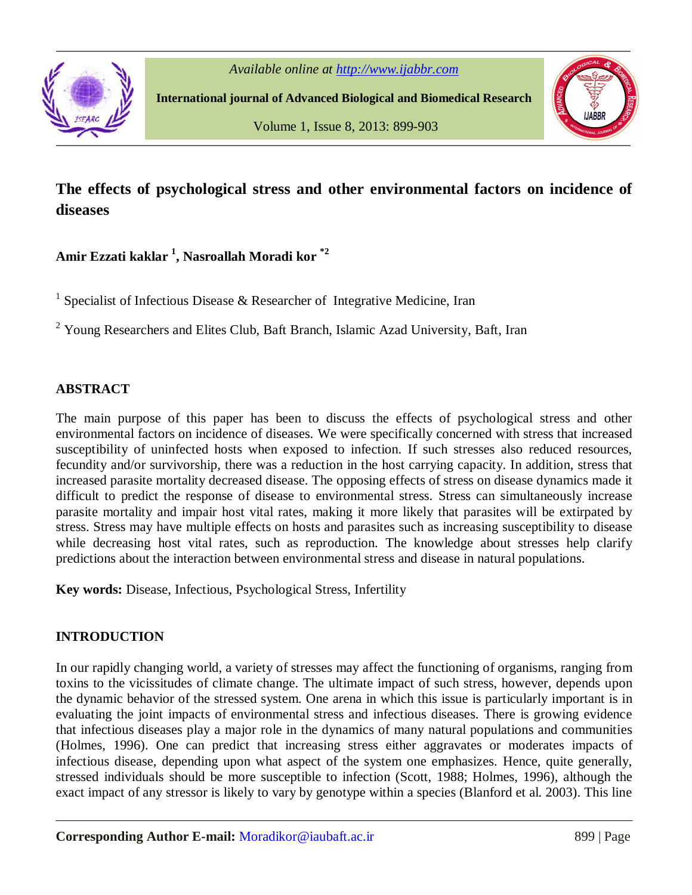# The effects of psychological stress and other environmental factors on incidence of diseases

**Amir Ezzati kaklar [1], Nasroallah Moradi kor [*2]**

[1] Specialist of Infectious Disease & Researcher of Integrative Medicine, Iran

[2] Young Researchers and Elites Club, Baft Branch, Islamic Azad University, Baft, Iran

## ABSTRACT

The main purpose of this paper has been to discuss the effects of psychological stress and other environmental factors on incidence of diseases. We were specifically concerned with stress that increased susceptibility of uninfected hosts when exposed to infection. If such stresses also reduced resources, fecundity and/or survivorship, there was a reduction in the host carrying capacity. In addition, stress that increased parasite mortality decreased disease. The opposing effects of stress on disease dynamics made it difficult to predict the response of disease to environmental stress. Stress can simultaneously increase parasite mortality and impair host vital rates, making it more likely that parasites will be extirpated by stress. Stress may have multiple effects on hosts and parasites such as increasing susceptibility to disease while decreasing host vital rates, such as reproduction. The knowledge about stresses help clarify predictions about the interaction between environmental stress and disease in natural populations.

**Key words:** Disease, Infectious, Psychological Stress, Infertility

## INTRODUCTION

In our rapidly changing world, a variety of stresses may affect the functioning of organisms, ranging from toxins to the vicissitudes of climate change. The ultimate impact of such stress, however, depends upon the dynamic behavior of the stressed system. One arena in which this issue is particularly important is in evaluating the joint impacts of environmental stress and infectious diseases. There is growing evidence that infectious diseases play a major role in the dynamics of many natural populations and communities (Holmes, 1996). One can predict that increasing stress either aggravates or moderates impacts of infectious disease, depending upon what aspect of the system one emphasizes. Hence, quite generally, stressed individuals should be more susceptible to infection (Scott, 1988; Holmes, 1996), although the exact impact of any stressor is likely to vary by genotype within a species (Blanford et al. 2003). This line

**Corresponding Author E-mail:** Moradikor@iaubaft.ac.ir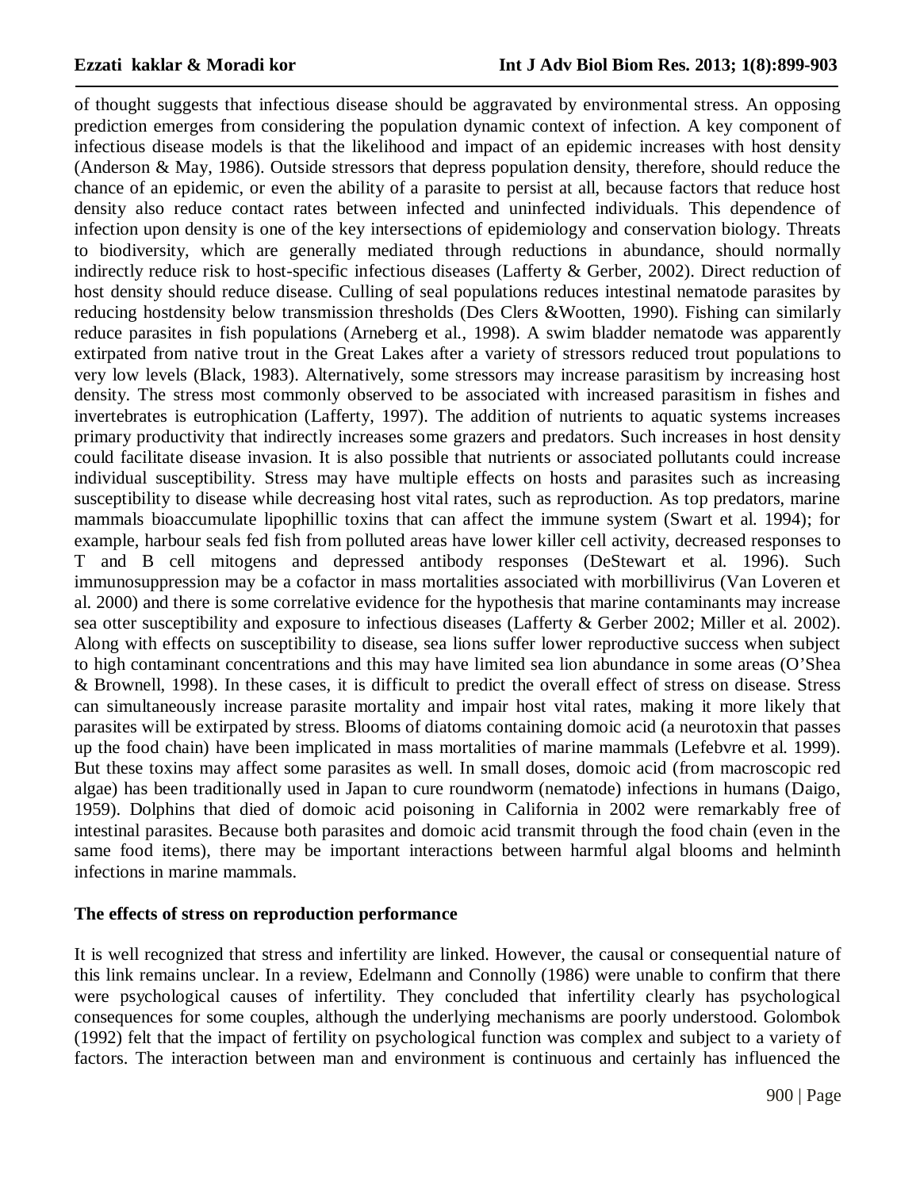of thought suggests that infectious disease should be aggravated by environmental stress. An opposing prediction emerges from considering the population dynamic context of infection. A key component of infectious disease models is that the likelihood and impact of an epidemic increases with host density (Anderson & May, 1986). Outside stressors that depress population density, therefore, should reduce the chance of an epidemic, or even the ability of a parasite to persist at all, because factors that reduce host density also reduce contact rates between infected and uninfected individuals. This dependence of infection upon density is one of the key intersections of epidemiology and conservation biology. Threats to biodiversity, which are generally mediated through reductions in abundance, should normally indirectly reduce risk to host-specific infectious diseases (Lafferty & Gerber, 2002). Direct reduction of host density should reduce disease. Culling of seal populations reduces intestinal nematode parasites by reducing hostdensity below transmission thresholds (Des Clers &Wootten, 1990). Fishing can similarly reduce parasites in fish populations (Arneberg et al., 1998). A swim bladder nematode was apparently extirpated from native trout in the Great Lakes after a variety of stressors reduced trout populations to very low levels (Black, 1983). Alternatively, some stressors may increase parasitism by increasing host density. The stress most commonly observed to be associated with increased parasitism in fishes and invertebrates is eutrophication (Lafferty, 1997). The addition of nutrients to aquatic systems increases primary productivity that indirectly increases some grazers and predators. Such increases in host density could facilitate disease invasion. It is also possible that nutrients or associated pollutants could increase individual susceptibility. Stress may have multiple effects on hosts and parasites such as increasing susceptibility to disease while decreasing host vital rates, such as reproduction. As top predators, marine mammals bioaccumulate lipophillic toxins that can affect the immune system (Swart et al. 1994); for example, harbour seals fed fish from polluted areas have lower killer cell activity, decreased responses to T and B cell mitogens and depressed antibody responses (DeStewart et al. 1996). Such immunosuppression may be a cofactor in mass mortalities associated with morbillivirus (Van Loveren et al. 2000) and there is some correlative evidence for the hypothesis that marine contaminants may increase sea otter susceptibility and exposure to infectious diseases (Lafferty & Gerber 2002; Miller et al. 2002). Along with effects on susceptibility to disease, sea lions suffer lower reproductive success when subject to high contaminant concentrations and this may have limited sea lion abundance in some areas (O'Shea & Brownell, 1998). In these cases, it is difficult to predict the overall effect of stress on disease. Stress can simultaneously increase parasite mortality and impair host vital rates, making it more likely that parasites will be extirpated by stress. Blooms of diatoms containing domoic acid (a neurotoxin that passes up the food chain) have been implicated in mass mortalities of marine mammals (Lefebvre et al. 1999). But these toxins may affect some parasites as well. In small doses, domoic acid (from macroscopic red algae) has been traditionally used in Japan to cure roundworm (nematode) infections in humans (Daigo, 1959). Dolphins that died of domoic acid poisoning in California in 2002 were remarkably free of intestinal parasites. Because both parasites and domoic acid transmit through the food chain (even in the same food items), there may be important interactions between harmful algal blooms and helminth infections in marine mammals.

## The effects of stress on reproduction performance

It is well recognized that stress and infertility are linked. However, the causal or consequential nature of this link remains unclear. In a review, Edelmann and Connolly (1986) were unable to confirm that there were psychological causes of infertility. They concluded that infertility clearly has psychological consequences for some couples, although the underlying mechanisms are poorly understood. Golombok (1992) felt that the impact of fertility on psychological function was complex and subject to a variety of factors. The interaction between man and environment is continuous and certainly has influenced the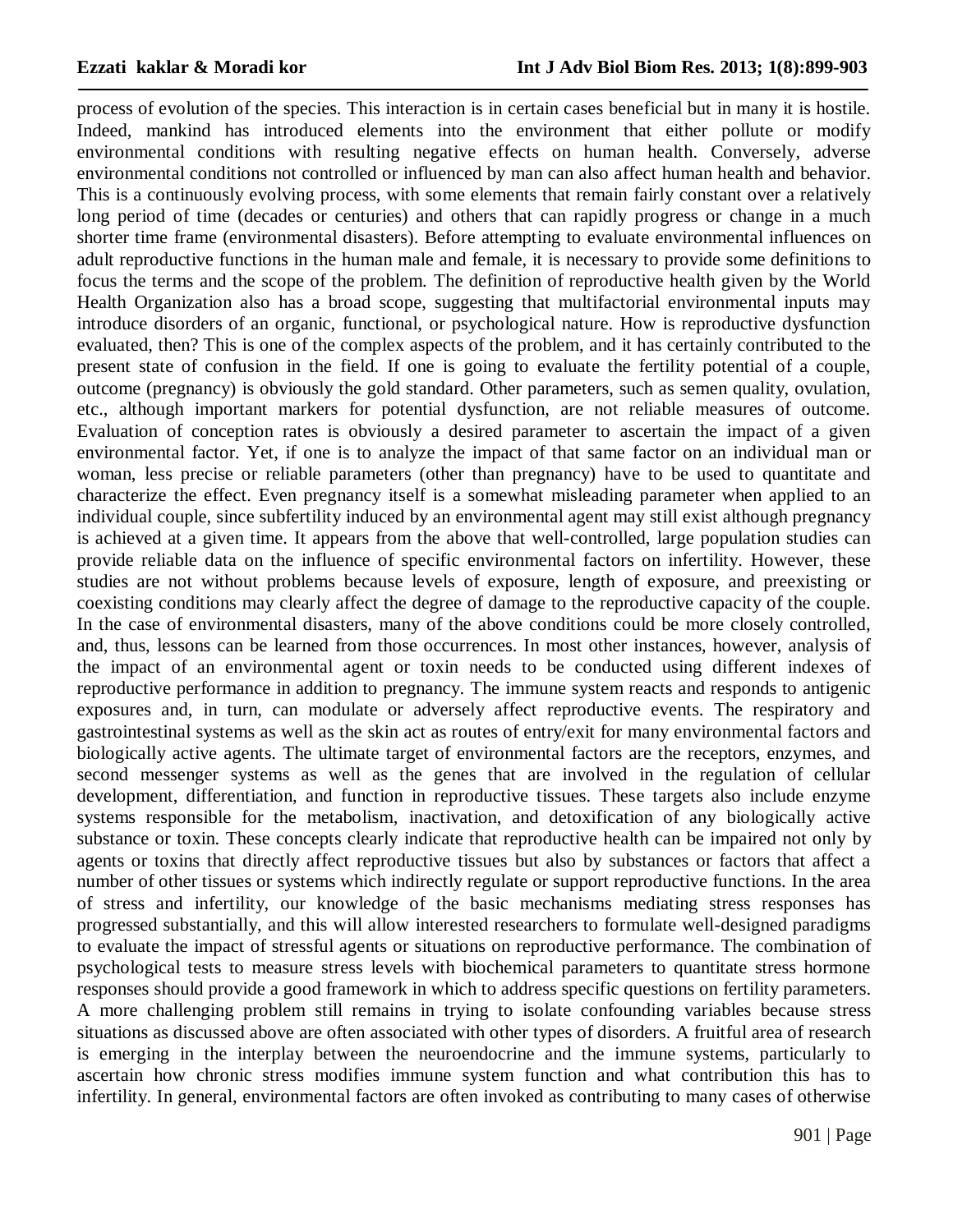process of evolution of the species. This interaction is in certain cases beneficial but in many it is hostile. Indeed, mankind has introduced elements into the environment that either pollute or modify environmental conditions with resulting negative effects on human health. Conversely, adverse environmental conditions not controlled or influenced by man can also affect human health and behavior. This is a continuously evolving process, with some elements that remain fairly constant over a relatively long period of time (decades or centuries) and others that can rapidly progress or change in a much shorter time frame (environmental disasters). Before attempting to evaluate environmental influences on adult reproductive functions in the human male and female, it is necessary to provide some definitions to focus the terms and the scope of the problem. The definition of reproductive health given by the World Health Organization also has a broad scope, suggesting that multifactorial environmental inputs may introduce disorders of an organic, functional, or psychological nature. How is reproductive dysfunction evaluated, then? This is one of the complex aspects of the problem, and it has certainly contributed to the present state of confusion in the field. If one is going to evaluate the fertility potential of a couple, outcome (pregnancy) is obviously the gold standard. Other parameters, such as semen quality, ovulation, etc., although important markers for potential dysfunction, are not reliable measures of outcome. Evaluation of conception rates is obviously a desired parameter to ascertain the impact of a given environmental factor. Yet, if one is to analyze the impact of that same factor on an individual man or woman, less precise or reliable parameters (other than pregnancy) have to be used to quantitate and characterize the effect. Even pregnancy itself is a somewhat misleading parameter when applied to an individual couple, since subfertility induced by an environmental agent may still exist although pregnancy is achieved at a given time. It appears from the above that well-controlled, large population studies can provide reliable data on the influence of specific environmental factors on infertility. However, these studies are not without problems because levels of exposure, length of exposure, and preexisting or coexisting conditions may clearly affect the degree of damage to the reproductive capacity of the couple. In the case of environmental disasters, many of the above conditions could be more closely controlled, and, thus, lessons can be learned from those occurrences. In most other instances, however, analysis of the impact of an environmental agent or toxin needs to be conducted using different indexes of reproductive performance in addition to pregnancy. The immune system reacts and responds to antigenic exposures and, in turn, can modulate or adversely affect reproductive events. The respiratory and gastrointestinal systems as well as the skin act as routes of entry/exit for many environmental factors and biologically active agents. The ultimate target of environmental factors are the receptors, enzymes, and second messenger systems as well as the genes that are involved in the regulation of cellular development, differentiation, and function in reproductive tissues. These targets also include enzyme systems responsible for the metabolism, inactivation, and detoxification of any biologically active substance or toxin. These concepts clearly indicate that reproductive health can be impaired not only by agents or toxins that directly affect reproductive tissues but also by substances or factors that affect a number of other tissues or systems which indirectly regulate or support reproductive functions. In the area of stress and infertility, our knowledge of the basic mechanisms mediating stress responses has progressed substantially, and this will allow interested researchers to formulate well-designed paradigms to evaluate the impact of stressful agents or situations on reproductive performance. The combination of psychological tests to measure stress levels with biochemical parameters to quantitate stress hormone responses should provide a good framework in which to address specific questions on fertility parameters. A more challenging problem still remains in trying to isolate confounding variables because stress situations as discussed above are often associated with other types of disorders. A fruitful area of research is emerging in the interplay between the neuroendocrine and the immune systems, particularly to ascertain how chronic stress modifies immune system function and what contribution this has to infertility. In general, environmental factors are often invoked as contributing to many cases of otherwise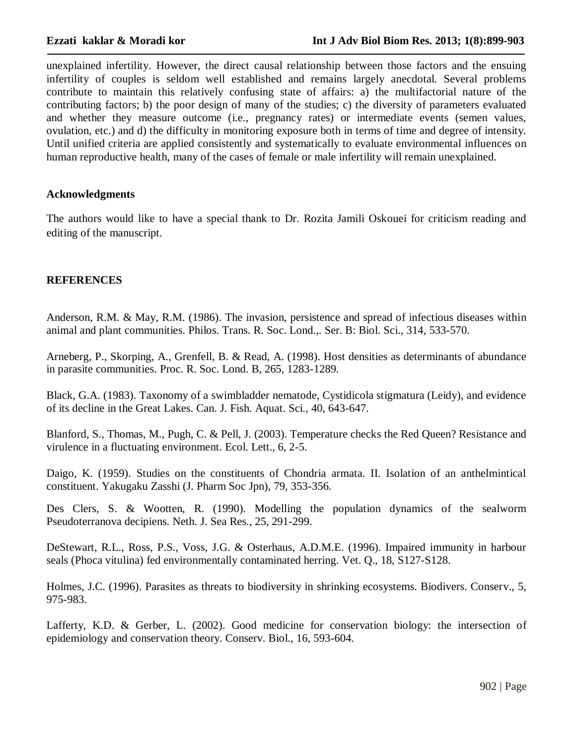unexplained infertility. However, the direct causal relationship between those factors and the ensuing infertility of couples is seldom well established and remains largely anecdotal. Several problems contribute to maintain this relatively confusing state of affairs: a) the multifactorial nature of the contributing factors; b) the poor design of many of the studies; c) the diversity of parameters evaluated and whether they measure outcome (i.e., pregnancy rates) or intermediate events (semen values, ovulation, etc.) and d) the difficulty in monitoring exposure both in terms of time and degree of intensity. Until unified criteria are applied consistently and systematically to evaluate environmental influences on human reproductive health, many of the cases of female or male infertility will remain unexplained.

## Acknowledgments

The authors would like to have a special thank to Dr. Rozita Jamili Oskouei for criticism reading and editing of the manuscript.

## REFERENCES

Anderson, R.M. & May, R.M. (1986). The invasion, persistence and spread of infectious diseases within animal and plant communities. Philos. Trans. R. Soc. Lond.,. Ser. B: Biol. Sci., 314, 533-570.

Arneberg, P., Skorping, A., Grenfell, B. & Read, A. (1998). Host densities as determinants of abundance in parasite communities. Proc. R. Soc. Lond. B, 265, 1283-1289.

Black, G.A. (1983). Taxonomy of a swimbladder nematode, Cystidicola stigmatura (Leidy), and evidence of its decline in the Great Lakes. Can. J. Fish. Aquat. Sci., 40, 643-647.

Blanford, S., Thomas, M., Pugh, C. & Pell, J. (2003). Temperature checks the Red Queen? Resistance and virulence in a fluctuating environment. Ecol. Lett., 6, 2-5.

Daigo, K. (1959). Studies on the constituents of Chondria armata. II. Isolation of an anthelmintical constituent. Yakugaku Zasshi (J. Pharm Soc Jpn), 79, 353-356.

Des Clers, S. & Wootten, R. (1990). Modelling the population dynamics of the sealworm Pseudoterranova decipiens. Neth. J. Sea Res., 25, 291-299.

DeStewart, R.L., Ross, P.S., Voss, J.G. & Osterhaus, A.D.M.E. (1996). Impaired immunity in harbour seals (Phoca vitulina) fed environmentally contaminated herring. Vet. Q., 18, S127-S128.

Holmes, J.C. (1996). Parasites as threats to biodiversity in shrinking ecosystems. Biodivers. Conserv., 5, 975-983.

Lafferty, K.D. & Gerber, L. (2002). Good medicine for conservation biology: the intersection of epidemiology and conservation theory. Conserv. Biol., 16, 593-604.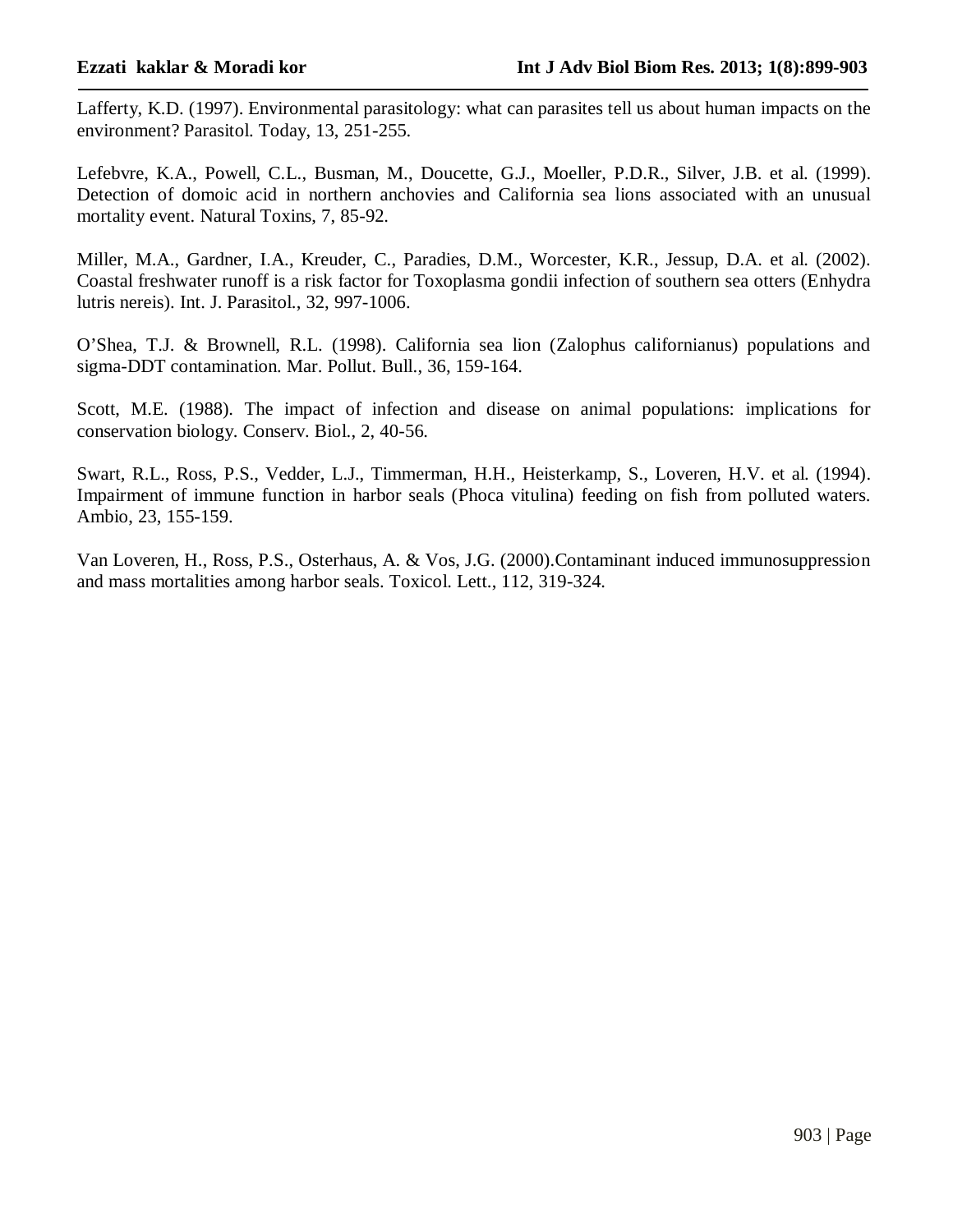Lafferty, K.D. (1997). Environmental parasitology: what can parasites tell us about human impacts on the environment? Parasitol. Today, 13, 251-255.

Lefebvre, K.A., Powell, C.L., Busman, M., Doucette, G.J., Moeller, P.D.R., Silver, J.B. et al. (1999). Detection of domoic acid in northern anchovies and California sea lions associated with an unusual mortality event. Natural Toxins, 7, 85-92.

Miller, M.A., Gardner, I.A., Kreuder, C., Paradies, D.M., Worcester, K.R., Jessup, D.A. et al. (2002). Coastal freshwater runoff is a risk factor for Toxoplasma gondii infection of southern sea otters (Enhydra lutris nereis). Int. J. Parasitol., 32, 997-1006.

O'Shea, T.J. & Brownell, R.L. (1998). California sea lion (Zalophus californianus) populations and sigma-DDT contamination. Mar. Pollut. Bull., 36, 159-164.

Scott, M.E. (1988). The impact of infection and disease on animal populations: implications for conservation biology. Conserv. Biol., 2, 40-56.

Swart, R.L., Ross, P.S., Vedder, L.J., Timmerman, H.H., Heisterkamp, S., Loveren, H.V. et al. (1994). Impairment of immune function in harbor seals (Phoca vitulina) feeding on fish from polluted waters. Ambio, 23, 155-159.

Van Loveren, H., Ross, P.S., Osterhaus, A. & Vos, J.G. (2000).Contaminant induced immunosuppression and mass mortalities among harbor seals. Toxicol. Lett., 112, 319-324.